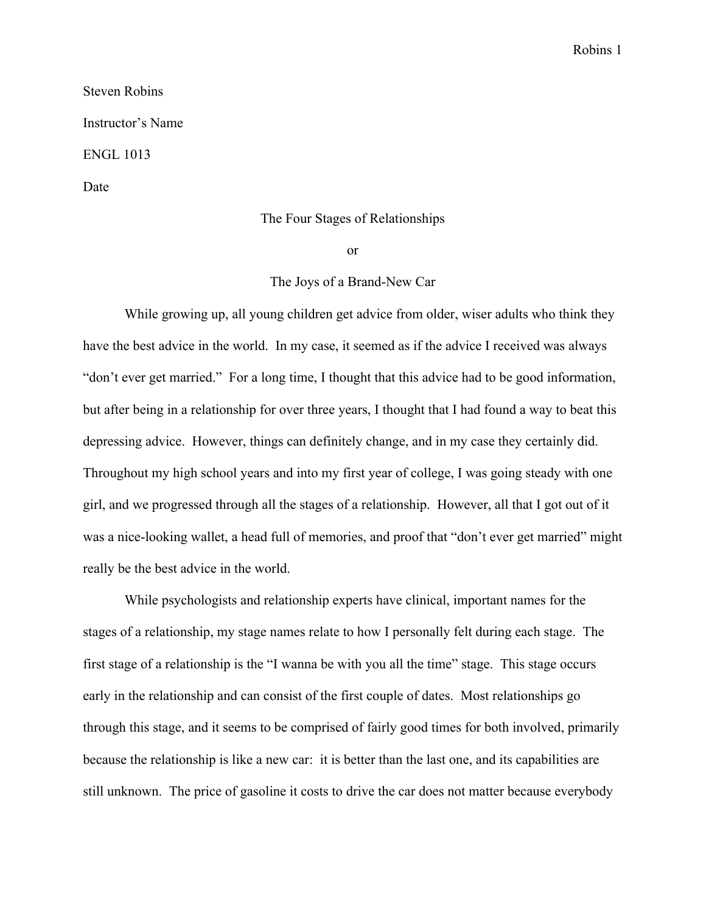Steven Robins

Instructor's Name

ENGL 1013

Date

# The Four Stages of Relationships

# or

# The Joys of a Brand-New Car

While growing up, all young children get advice from older, wiser adults who think they have the best advice in the world. In my case, it seemed as if the advice I received was always "don't ever get married." For a long time, I thought that this advice had to be good information, but after being in a relationship for over three years, I thought that I had found a way to beat this depressing advice. However, things can definitely change, and in my case they certainly did. Throughout my high school years and into my first year of college, I was going steady with one girl, and we progressed through all the stages of a relationship. However, all that I got out of it was a nice-looking wallet, a head full of memories, and proof that "don't ever get married" might really be the best advice in the world.

While psychologists and relationship experts have clinical, important names for the stages of a relationship, my stage names relate to how I personally felt during each stage. The first stage of a relationship is the "I wanna be with you all the time" stage. This stage occurs early in the relationship and can consist of the first couple of dates. Most relationships go through this stage, and it seems to be comprised of fairly good times for both involved, primarily because the relationship is like a new car: it is better than the last one, and its capabilities are still unknown. The price of gasoline it costs to drive the car does not matter because everybody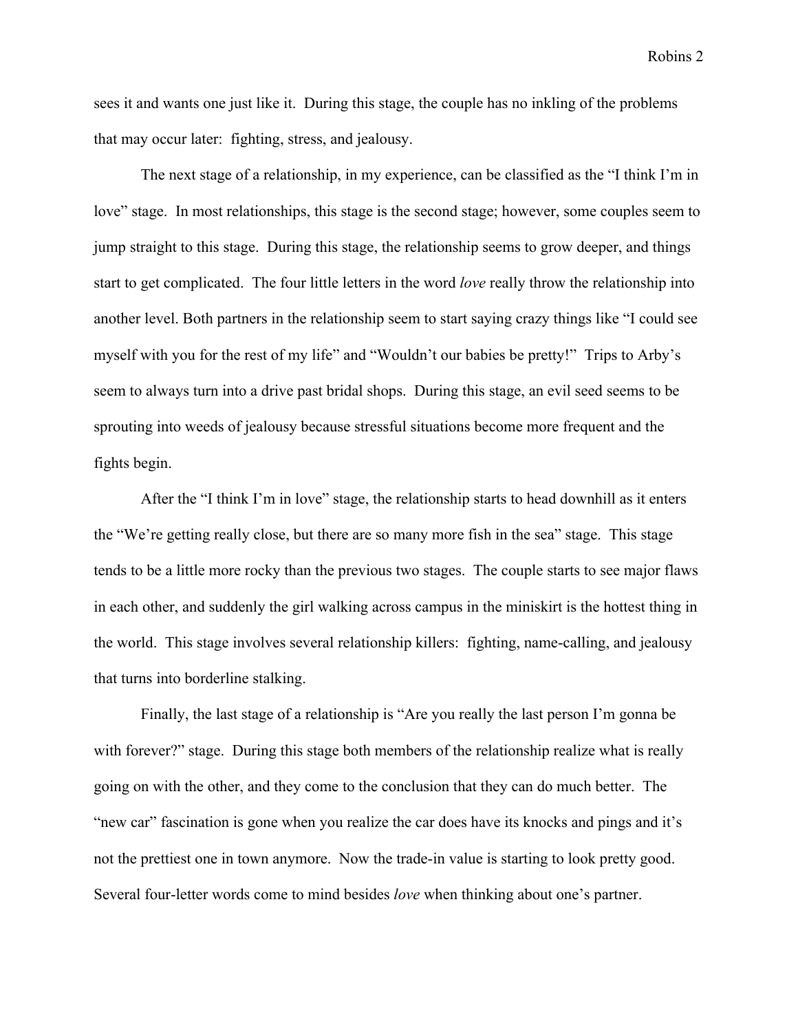sees it and wants one just like it. During this stage, the couple has no inkling of the problems that may occur later: fighting, stress, and jealousy.

The next stage of a relationship, in my experience, can be classified as the "I think I'm in love" stage. In most relationships, this stage is the second stage; however, some couples seem to jump straight to this stage. During this stage, the relationship seems to grow deeper, and things start to get complicated. The four little letters in the word *love* really throw the relationship into another level. Both partners in the relationship seem to start saying crazy things like "I could see myself with you for the rest of my life" and "Wouldn't our babies be pretty!" Trips to Arby's seem to always turn into a drive past bridal shops. During this stage, an evil seed seems to be sprouting into weeds of jealousy because stressful situations become more frequent and the fights begin.

After the "I think I'm in love" stage, the relationship starts to head downhill as it enters the "We're getting really close, but there are so many more fish in the sea" stage. This stage tends to be a little more rocky than the previous two stages. The couple starts to see major flaws in each other, and suddenly the girl walking across campus in the miniskirt is the hottest thing in the world. This stage involves several relationship killers: fighting, name-calling, and jealousy that turns into borderline stalking.

Finally, the last stage of a relationship is "Are you really the last person I'm gonna be with forever?" stage. During this stage both members of the relationship realize what is really going on with the other, and they come to the conclusion that they can do much better. The "new car" fascination is gone when you realize the car does have its knocks and pings and it's not the prettiest one in town anymore. Now the trade-in value is starting to look pretty good. Several four-letter words come to mind besides *love* when thinking about one's partner.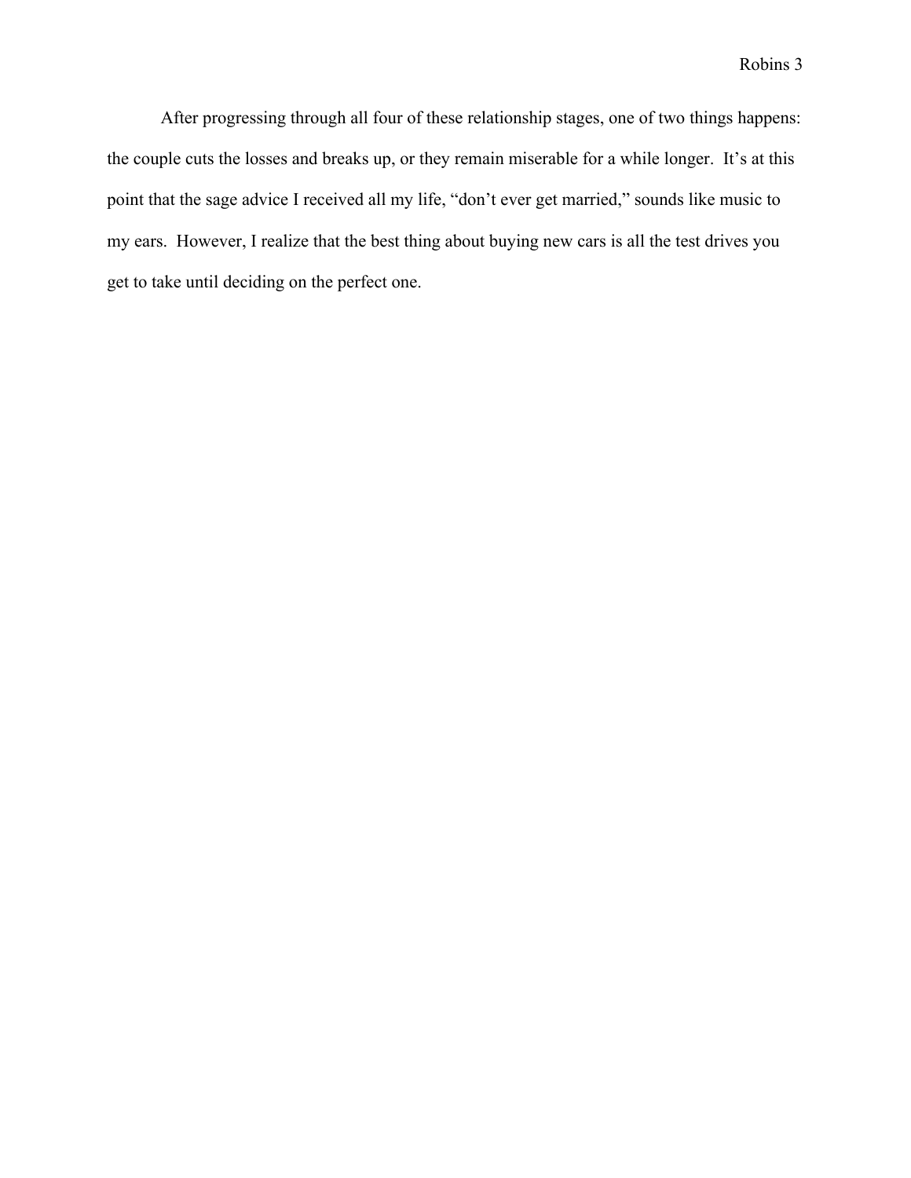After progressing through all four of these relationship stages, one of two things happens: the couple cuts the losses and breaks up, or they remain miserable for a while longer. It's at this point that the sage advice I received all my life, "don't ever get married," sounds like music to my ears. However, I realize that the best thing about buying new cars is all the test drives you get to take until deciding on the perfect one.